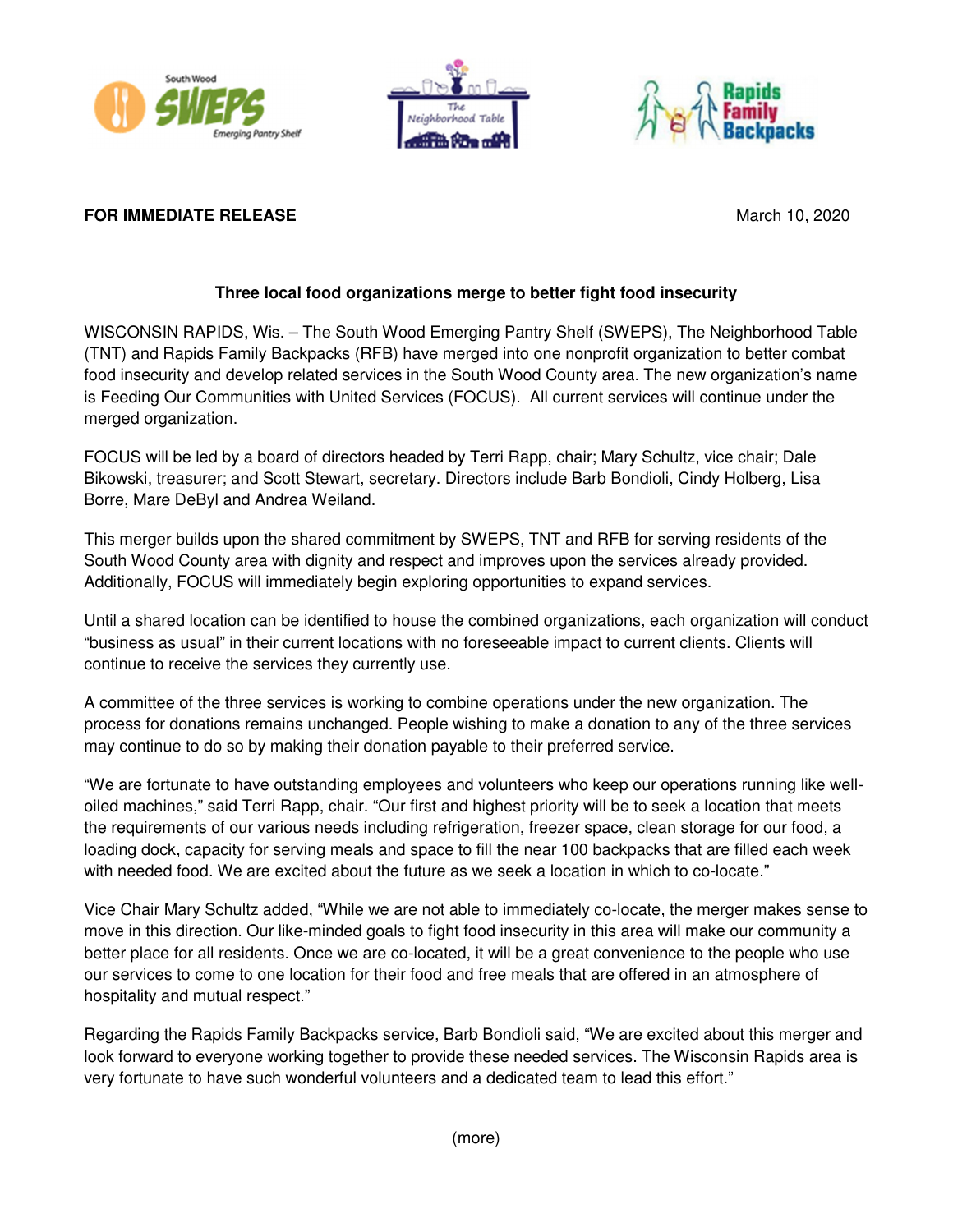**FOR IMMEDIATE RELEASE** March 10, 2020

## Three local food organizations merge to better fight food insecurity

WISCONSIN RAPIDS, Wis. – The South Wood Emerging Pantry Shelf (SWEPS), The Neighborhood Table (TNT) and Rapids Family Backpacks (RFB) have merged into one nonprofit organization to better combat food insecurity and develop related services in the South Wood County area. The new organization's name is Feeding Our Communities with United Services (FOCUS). All current services will continue under the merged organization.

FOCUS will be led by a board of directors headed by Terri Rapp, chair; Mary Schultz, vice chair; Dale Bikowski, treasurer; and Scott Stewart, secretary. Directors include Barb Bondioli, Cindy Holberg, Lisa Borre, Mare DeByl and Andrea Weiland.

This merger builds upon the shared commitment by SWEPS, TNT and RFB for serving residents of the South Wood County area with dignity and respect and improves upon the services already provided. Additionally, FOCUS will immediately begin exploring opportunities to expand services.

Until a shared location can be identified to house the combined organizations, each organization will conduct "business as usual" in their current locations with no foreseeable impact to current clients. Clients will continue to receive the services they currently use.

A committee of the three services is working to combine operations under the new organization. The process for donations remains unchanged. People wishing to make a donation to any of the three services may continue to do so by making their donation payable to their preferred service.

"We are fortunate to have outstanding employees and volunteers who keep our operations running like well-oiled machines," said Terri Rapp, chair. "Our first and highest priority will be to seek a location that meets the requirements of our various needs including refrigeration, freezer space, clean storage for our food, a loading dock, capacity for serving meals and space to fill the near 100 backpacks that are filled each week with needed food. We are excited about the future as we seek a location in which to co-locate."

Vice Chair Mary Schultz added, "While we are not able to immediately co-locate, the merger makes sense to move in this direction. Our like-minded goals to fight food insecurity in this area will make our community a better place for all residents. Once we are co-located, it will be a great convenience to the people who use our services to come to one location for their food and free meals that are offered in an atmosphere of hospitality and mutual respect."

Regarding the Rapids Family Backpacks service, Barb Bondioli said, "We are excited about this merger and look forward to everyone working together to provide these needed services. The Wisconsin Rapids area is very fortunate to have such wonderful volunteers and a dedicated team to lead this effort."

(more)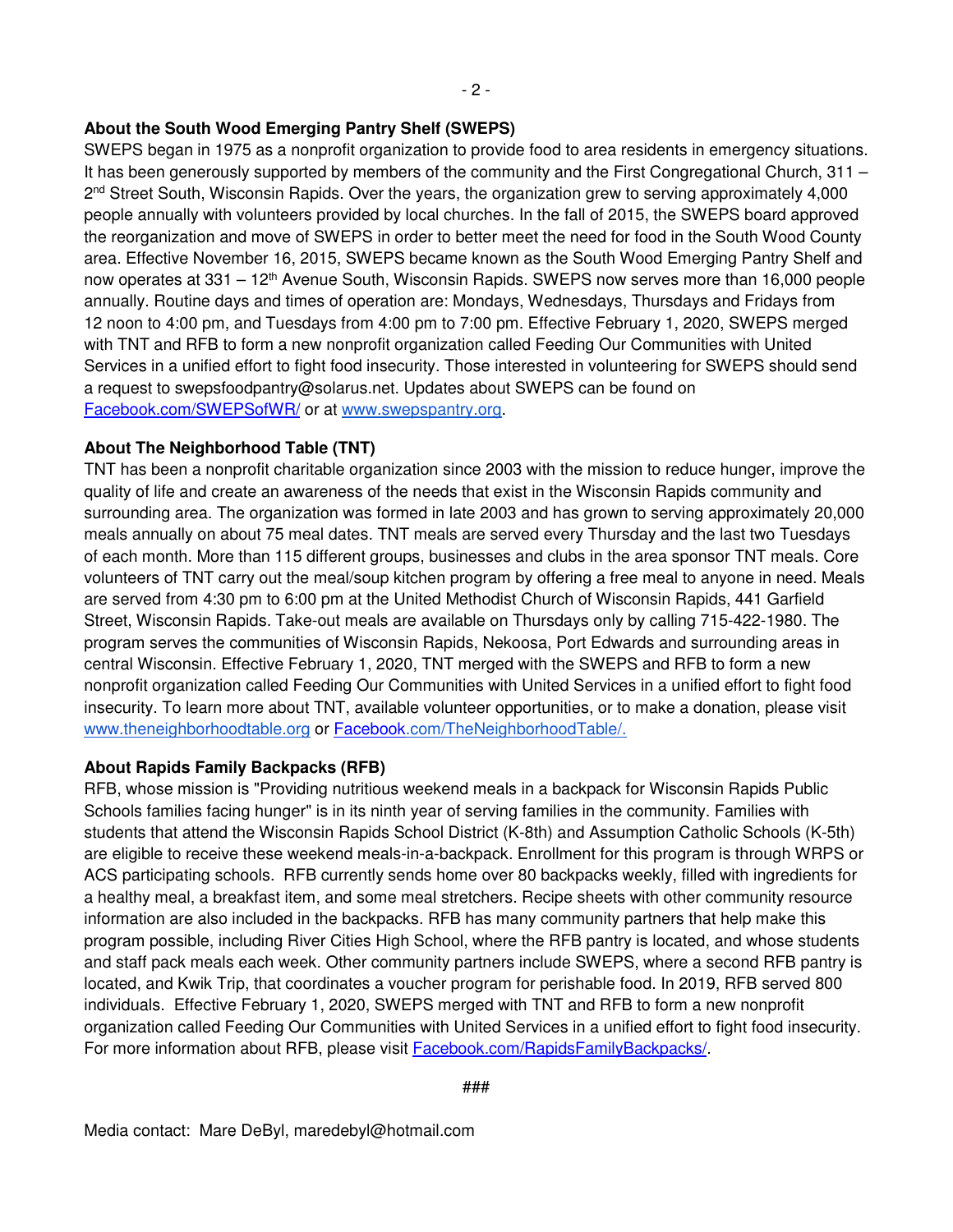**About the South Wood Emerging Pantry Shelf (SWEPS)**

SWEPS began in 1975 as a nonprofit organization to provide food to area residents in emergency situations. It has been generously supported by members of the community and the First Congregational Church, 311 – 2nd Street South, Wisconsin Rapids. Over the years, the organization grew to serving approximately 4,000 people annually with volunteers provided by local churches. In the fall of 2015, the SWEPS board approved the reorganization and move of SWEPS in order to better meet the need for food in the South Wood County area. Effective November 16, 2015, SWEPS became known as the South Wood Emerging Pantry Shelf and now operates at 331 – 12th Avenue South, Wisconsin Rapids. SWEPS now serves more than 16,000 people annually. Routine days and times of operation are: Mondays, Wednesdays, Thursdays and Fridays from 12 noon to 4:00 pm, and Tuesdays from 4:00 pm to 7:00 pm. Effective February 1, 2020, SWEPS merged with TNT and RFB to form a new nonprofit organization called Feeding Our Communities with United Services in a unified effort to fight food insecurity. Those interested in volunteering for SWEPS should send a request to swepsfoodpantry@solarus.net. Updates about SWEPS can be found on Facebook.com/SWEPSofWR/ or at www.swepspantry.org.

**About The Neighborhood Table (TNT)**

TNT has been a nonprofit charitable organization since 2003 with the mission to reduce hunger, improve the quality of life and create an awareness of the needs that exist in the Wisconsin Rapids community and surrounding area. The organization was formed in late 2003 and has grown to serving approximately 20,000 meals annually on about 75 meal dates. TNT meals are served every Thursday and the last two Tuesdays of each month. More than 115 different groups, businesses and clubs in the area sponsor TNT meals. Core volunteers of TNT carry out the meal/soup kitchen program by offering a free meal to anyone in need. Meals are served from 4:30 pm to 6:00 pm at the United Methodist Church of Wisconsin Rapids, 441 Garfield Street, Wisconsin Rapids. Take-out meals are available on Thursdays only by calling 715-422-1980. The program serves the communities of Wisconsin Rapids, Nekoosa, Port Edwards and surrounding areas in central Wisconsin. Effective February 1, 2020, TNT merged with the SWEPS and RFB to form a new nonprofit organization called Feeding Our Communities with United Services in a unified effort to fight food insecurity. To learn more about TNT, available volunteer opportunities, or to make a donation, please visit www.theneighborhoodtable.org or Facebook.com/TheNeighborhoodTable/.

**About Rapids Family Backpacks (RFB)**

RFB, whose mission is "Providing nutritious weekend meals in a backpack for Wisconsin Rapids Public Schools families facing hunger" is in its ninth year of serving families in the community. Families with students that attend the Wisconsin Rapids School District (K-8th) and Assumption Catholic Schools (K-5th) are eligible to receive these weekend meals-in-a-backpack. Enrollment for this program is through WRPS or ACS participating schools. RFB currently sends home over 80 backpacks weekly, filled with ingredients for a healthy meal, a breakfast item, and some meal stretchers. Recipe sheets with other community resource information are also included in the backpacks. RFB has many community partners that help make this program possible, including River Cities High School, where the RFB pantry is located, and whose students and staff pack meals each week. Other community partners include SWEPS, where a second RFB pantry is located, and Kwik Trip, that coordinates a voucher program for perishable food. In 2019, RFB served 800 individuals. Effective February 1, 2020, SWEPS merged with TNT and RFB to form a new nonprofit organization called Feeding Our Communities with United Services in a unified effort to fight food insecurity. For more information about RFB, please visit Facebook.com/RapidsFamilyBackpacks/.

###

Media contact: Mare DeByl, maredebyl@hotmail.com